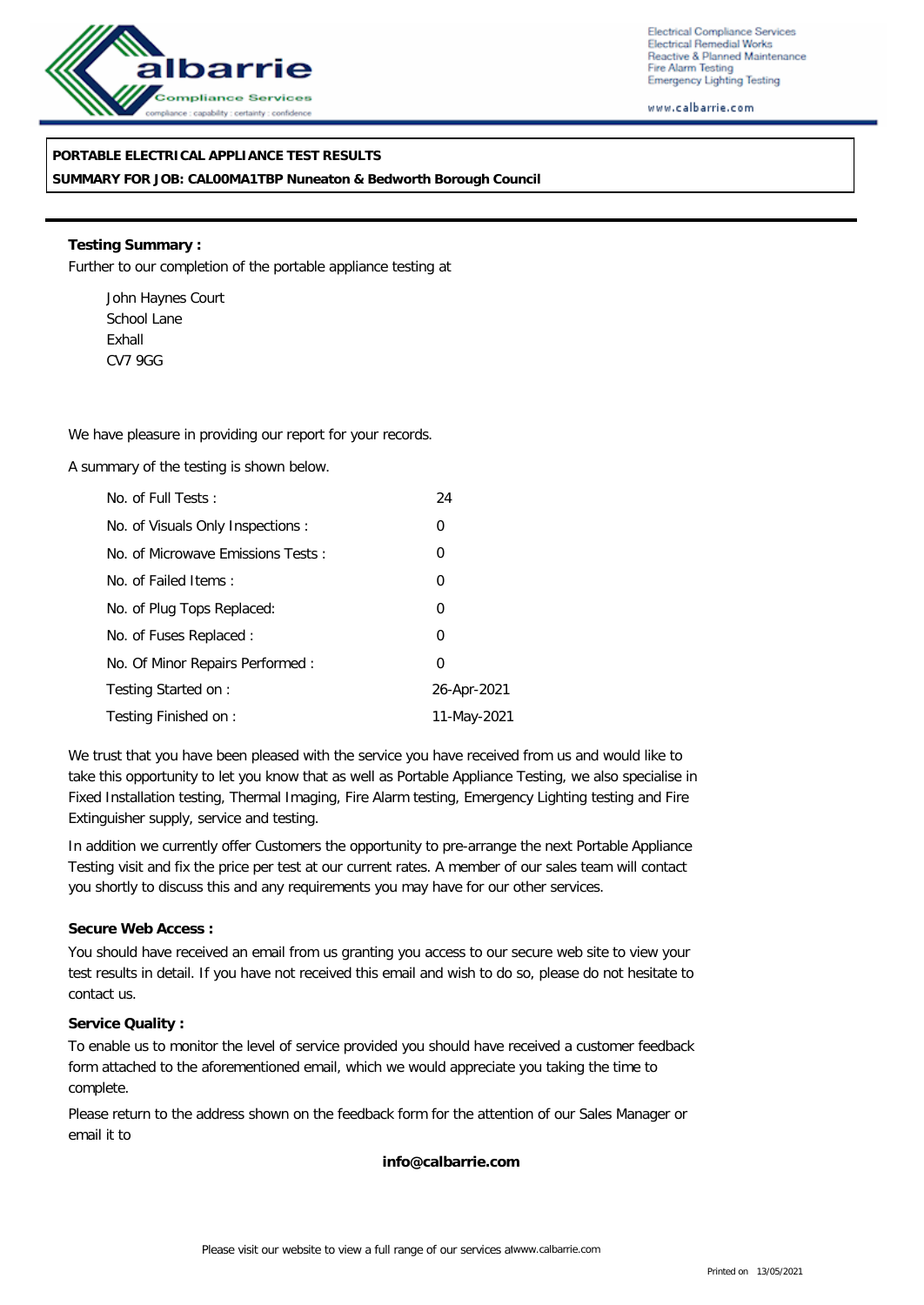Electrical Compliance Services
Electrical Remedial Works
Reactive & Planned Maintenance
Fire Alarm Testing
Emergency Lighting Testing

www.calbarrie.com

**PORTABLE ELECTRICAL APPLIANCE TEST RESULTS**

**SUMMARY FOR JOB: CAL00MA1TBP Nuneaton & Bedworth Borough Council**

**Testing Summary :**

Further to our completion of the portable appliance testing at

John Haynes Court
School Lane
Exhall
CV7 9GG

We have pleasure in providing our report for your records.

A summary of the testing is shown below.

| | |
|---|---|
| No. of Full Tests : | 24 |
| No. of Visuals Only Inspections : | 0 |
| No. of Microwave Emissions Tests : | 0 |
| No. of Failed Items : | 0 |
| No. of Plug Tops Replaced: | 0 |
| No. of Fuses Replaced : | 0 |
| No. Of Minor Repairs Performed : | 0 |
| Testing Started on : | 26-Apr-2021 |
| Testing Finished on : | 11-May-2021 |

We trust that you have been pleased with the service you have received from us and would like to take this opportunity to let you know that as well as Portable Appliance Testing, we also specialise in Fixed Installation testing, Thermal Imaging, Fire Alarm testing, Emergency Lighting testing and Fire Extinguisher supply, service and testing.

In addition we currently offer Customers the opportunity to pre-arrange the next Portable Appliance Testing visit and fix the price per test at our current rates. A member of our sales team will contact you shortly to discuss this and any requirements you may have for our other services.

**Secure Web Access :**

You should have received an email from us granting you access to our secure web site to view your test results in detail. If you have not received this email and wish to do so, please do not hesitate to contact us.

**Service Quality :**

To enable us to monitor the level of service provided you should have received a customer feedback form attached to the aforementioned email, which we would appreciate you taking the time to complete.

Please return to the address shown on the feedback form for the attention of our Sales Manager or email it to

**info@calbarrie.com**

Please visit our website to view a full range of our services atwww.calbarrie.com

Printed on 13/05/2021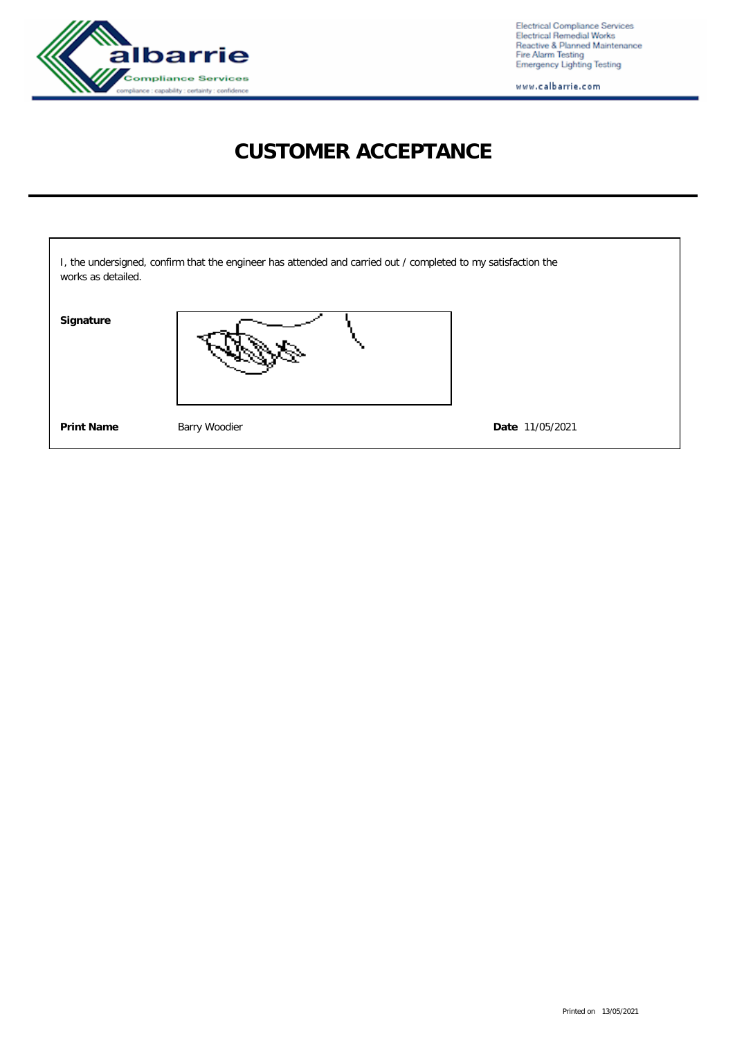# CUSTOMER ACCEPTANCE

I, the undersigned, confirm that the engineer has attended and carried out / completed to my satisfaction the works as detailed.

**Signature**

**Print Name** Barry Woodier

**Date** 11/05/2021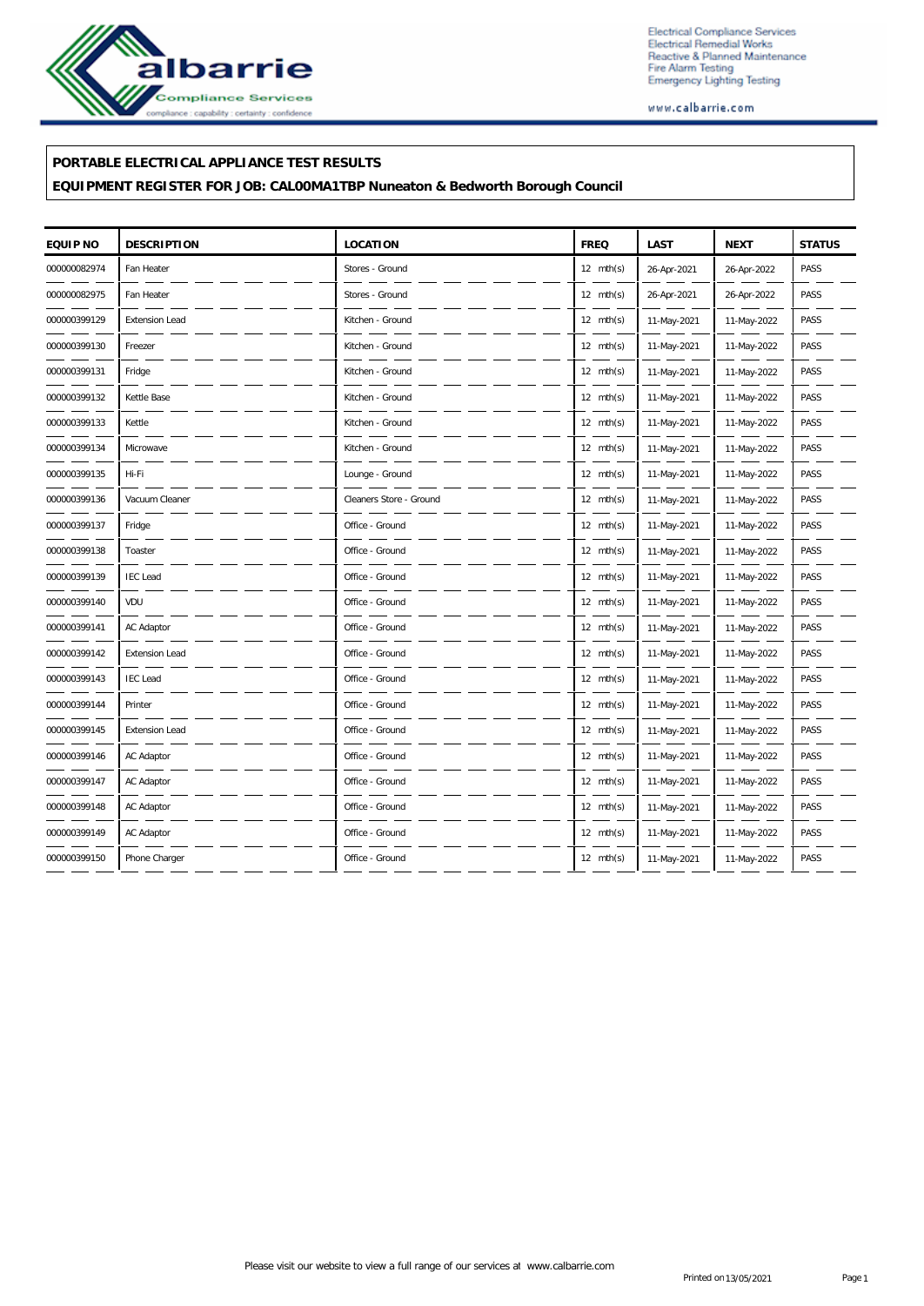Electrical Compliance Services
Electrical Remedial Works
Reactive & Planned Maintenance
Fire Alarm Testing
Emergency Lighting Testing

www.calbarrie.com

**PORTABLE ELECTRICAL APPLIANCE TEST RESULTS**

**EQUIPMENT REGISTER FOR JOB: CAL00MA1TBP Nuneaton & Bedworth Borough Council**

| EQUIP NO | DESCRIPTION | LOCATION | FREQ | LAST | NEXT | STATUS |
|---|---|---|---|---|---|---|
| 000000082974 | Fan Heater | Stores - Ground | 12 mth(s) | 26-Apr-2021 | 26-Apr-2022 | PASS |
| 000000082975 | Fan Heater | Stores - Ground | 12 mth(s) | 26-Apr-2021 | 26-Apr-2022 | PASS |
| 000000399129 | Extension Lead | Kitchen - Ground | 12 mth(s) | 11-May-2021 | 11-May-2022 | PASS |
| 000000399130 | Freezer | Kitchen - Ground | 12 mth(s) | 11-May-2021 | 11-May-2022 | PASS |
| 000000399131 | Fridge | Kitchen - Ground | 12 mth(s) | 11-May-2021 | 11-May-2022 | PASS |
| 000000399132 | Kettle Base | Kitchen - Ground | 12 mth(s) | 11-May-2021 | 11-May-2022 | PASS |
| 000000399133 | Kettle | Kitchen - Ground | 12 mth(s) | 11-May-2021 | 11-May-2022 | PASS |
| 000000399134 | Microwave | Kitchen - Ground | 12 mth(s) | 11-May-2021 | 11-May-2022 | PASS |
| 000000399135 | Hi-Fi | Lounge - Ground | 12 mth(s) | 11-May-2021 | 11-May-2022 | PASS |
| 000000399136 | Vacuum Cleaner | Cleaners Store - Ground | 12 mth(s) | 11-May-2021 | 11-May-2022 | PASS |
| 000000399137 | Fridge | Office - Ground | 12 mth(s) | 11-May-2021 | 11-May-2022 | PASS |
| 000000399138 | Toaster | Office - Ground | 12 mth(s) | 11-May-2021 | 11-May-2022 | PASS |
| 000000399139 | IEC Lead | Office - Ground | 12 mth(s) | 11-May-2021 | 11-May-2022 | PASS |
| 000000399140 | VDU | Office - Ground | 12 mth(s) | 11-May-2021 | 11-May-2022 | PASS |
| 000000399141 | AC Adaptor | Office - Ground | 12 mth(s) | 11-May-2021 | 11-May-2022 | PASS |
| 000000399142 | Extension Lead | Office - Ground | 12 mth(s) | 11-May-2021 | 11-May-2022 | PASS |
| 000000399143 | IEC Lead | Office - Ground | 12 mth(s) | 11-May-2021 | 11-May-2022 | PASS |
| 000000399144 | Printer | Office - Ground | 12 mth(s) | 11-May-2021 | 11-May-2022 | PASS |
| 000000399145 | Extension Lead | Office - Ground | 12 mth(s) | 11-May-2021 | 11-May-2022 | PASS |
| 000000399146 | AC Adaptor | Office - Ground | 12 mth(s) | 11-May-2021 | 11-May-2022 | PASS |
| 000000399147 | AC Adaptor | Office - Ground | 12 mth(s) | 11-May-2021 | 11-May-2022 | PASS |
| 000000399148 | AC Adaptor | Office - Ground | 12 mth(s) | 11-May-2021 | 11-May-2022 | PASS |
| 000000399149 | AC Adaptor | Office - Ground | 12 mth(s) | 11-May-2021 | 11-May-2022 | PASS |
| 000000399150 | Phone Charger | Office - Ground | 12 mth(s) | 11-May-2021 | 11-May-2022 | PASS |

Please visit our website to view a full range of our services at www.calbarrie.com

Printed on 13/05/2021